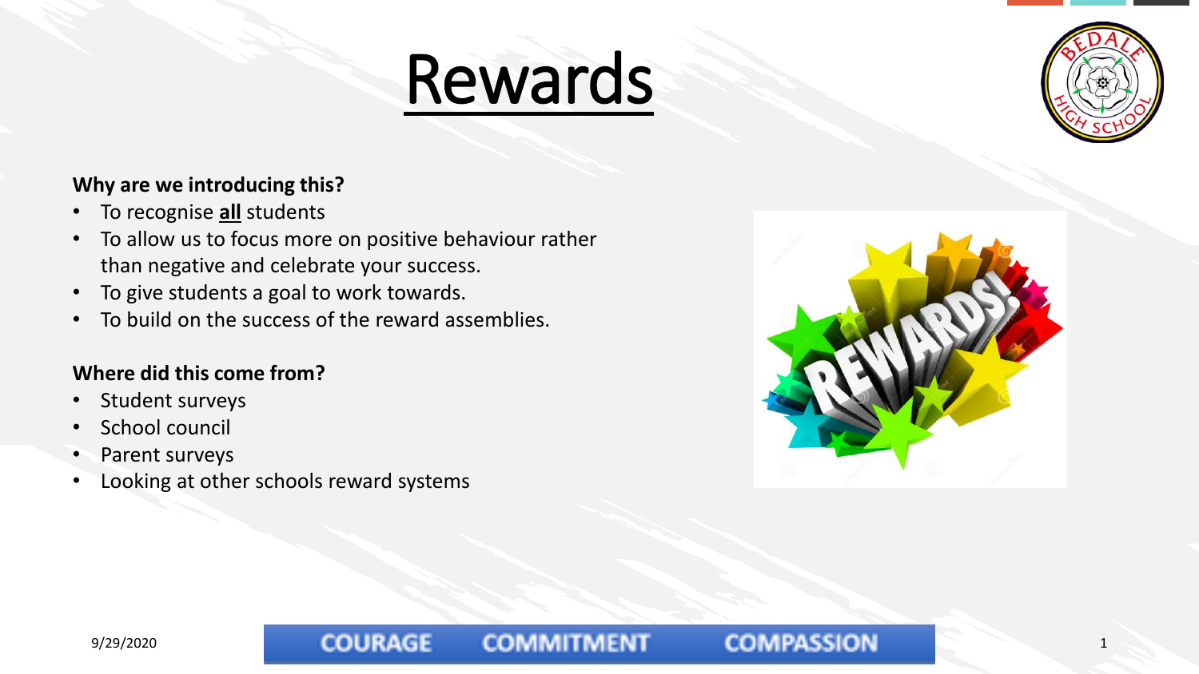# Rewards

**Why are we introducing this?**

- To recognise **all** students
- To allow us to focus more on positive behaviour rather than negative and celebrate your success.
- To give students a goal to work towards.
- To build on the success of the reward assemblies.

**Where did this come from?**

- Student surveys
- School council
- Parent surveys
- Looking at other schools reward systems

COURAGE COMMITMENT COMPASSION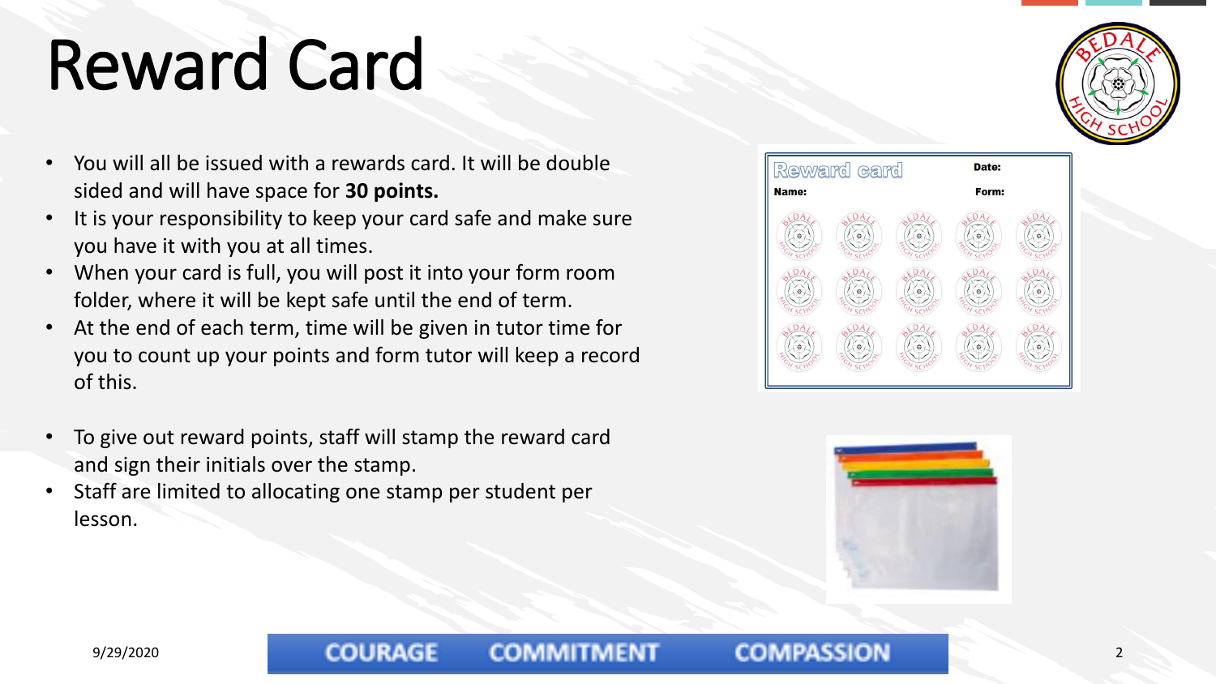# Reward Card

- You will all be issued with a rewards card. It will be double sided and will have space for **30 points.**
- It is your responsibility to keep your card safe and make sure you have it with you at all times.
- When your card is full, you will post it into your form room folder, where it will be kept safe until the end of term.
- At the end of each term, time will be given in tutor time for you to count up your points and form tutor will keep a record of this.

- To give out reward points, staff will stamp the reward card and sign their initials over the stamp.
- Staff are limited to allocating one stamp per student per lesson.

COURAGE COMMITMENT COMPASSION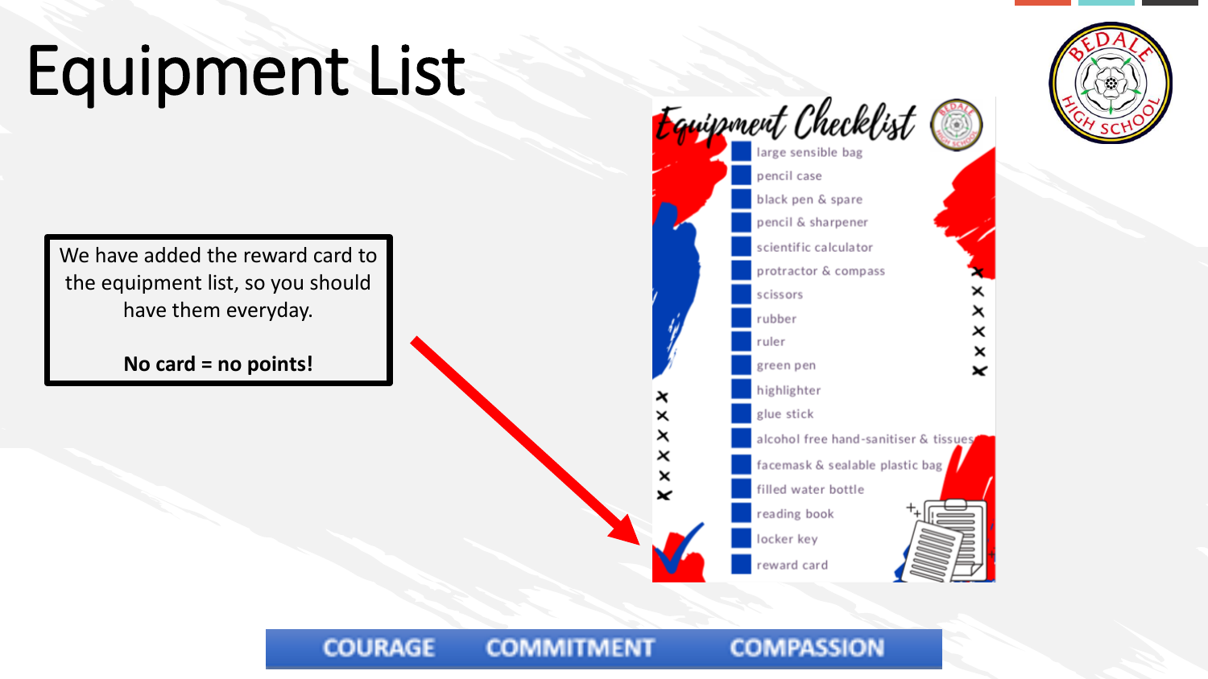# Equipment List

We have added the reward card to the equipment list, so you should have them everyday.

**No card = no points!**

## Equipment Checklist

- large sensible bag
- pencil case
- black pen & spare
- pencil & sharpener
- scientific calculator
- protractor & compass
- scissors
- rubber
- ruler
- green pen
- highlighter
- glue stick
- alcohol free hand-sanitiser & tissues
- facemask & sealable plastic bag
- filled water bottle
- reading book
- locker key
- reward card

COURAGE COMMITMENT COMPASSION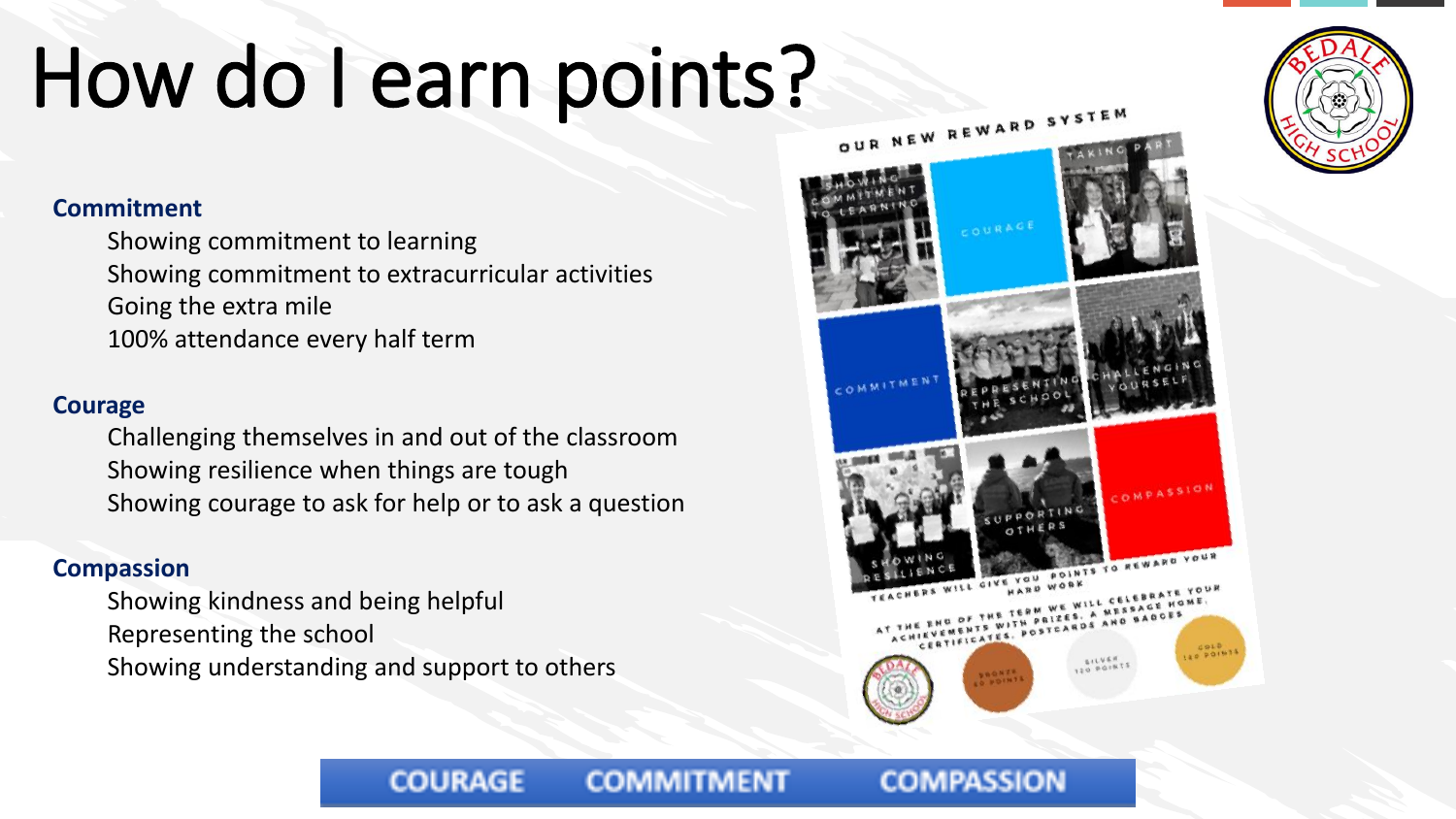# How do I earn points?

**Commitment**

- Showing commitment to learning
- Showing commitment to extracurricular activities
- Going the extra mile
- 100% attendance every half term

**Courage**

- Challenging themselves in and out of the classroom
- Showing resilience when things are tough
- Showing courage to ask for help or to ask a question

**Compassion**

- Showing kindness and being helpful
- Representing the school
- Showing understanding and support to others

OUR NEW REWARD SYSTEM

SHOWING COMMITMENT TO LEARNING · COURAGE · TAKING PART · COMMITMENT · REPRESENTING THE SCHOOL · CHALLENGING YOURSELF · SHOWING RESILIENCE · SUPPORTING OTHERS · COMPASSION

TEACHERS WILL GIVE YOU POINTS TO REWARD YOUR HARD WORK

AT THE END OF THE TERM WE WILL CELEBRATE YOUR ACHIEVEMENTS WITH PRIZES, A MESSAGE HOME, CERTIFICATES, POSTCARDS AND BADGES

BRONZE 60 POINTS · SILVER 120 POINTS · GOLD 180 POINTS

COURAGE COMMITMENT COMPASSION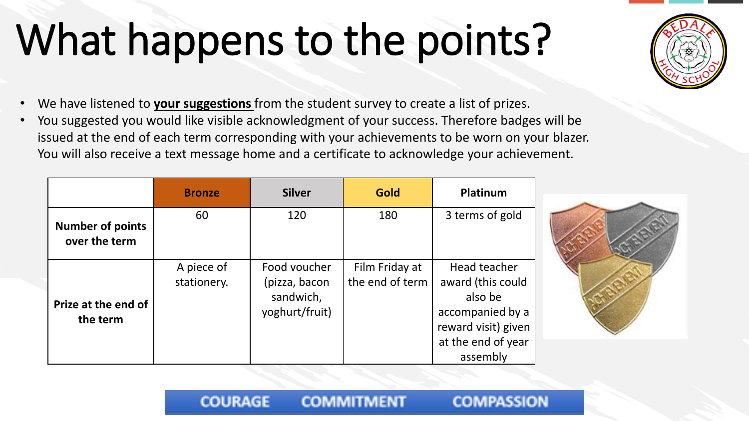# What happens to the points?

- We have listened to **your suggestions** from the student survey to create a list of prizes.
- You suggested you would like visible acknowledgment of your success. Therefore badges will be issued at the end of each term corresponding with your achievements to be worn on your blazer. You will also receive a text message home and a certificate to acknowledge your achievement.

| | **Bronze** | **Silver** | **Gold** | **Platinum** |
|---|---|---|---|---|
| **Number of points over the term** | 60 | 120 | 180 | 3 terms of gold |
| **Prize at the end of the term** | A piece of stationery. | Food voucher (pizza, bacon sandwich, yoghurt/fruit) | Film Friday at the end of term | Head teacher award (this could also be accompanied by a reward visit) given at the end of year assembly |

COURAGE COMMITMENT COMPASSION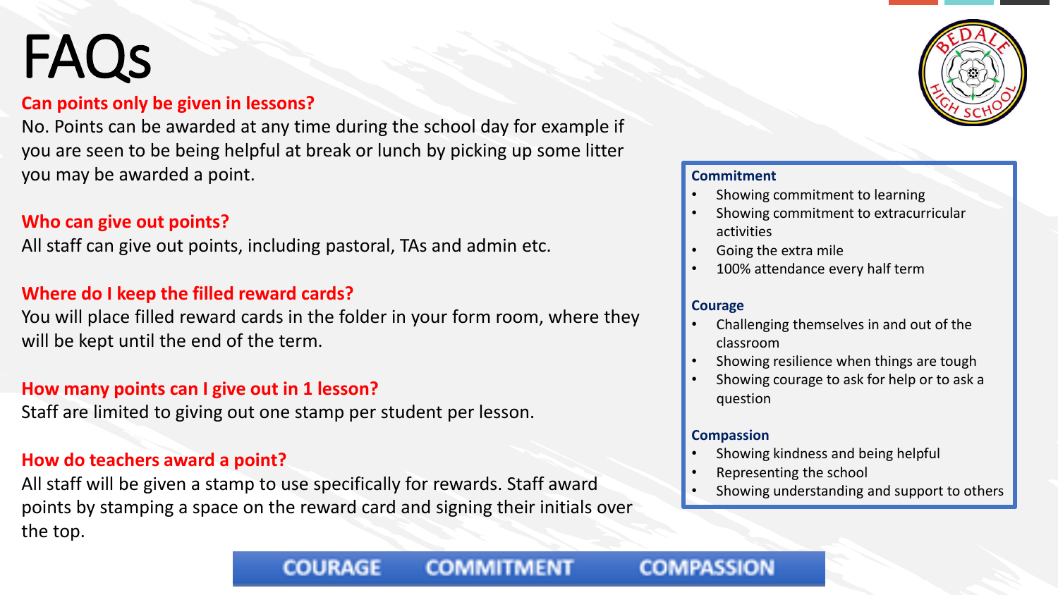# FAQs

**Can points only be given in lessons?**

No. Points can be awarded at any time during the school day for example if you are seen to be being helpful at break or lunch by picking up some litter you may be awarded a point.

**Who can give out points?**

All staff can give out points, including pastoral, TAs and admin etc.

**Where do I keep the filled reward cards?**

You will place filled reward cards in the folder in your form room, where they will be kept until the end of the term.

**How many points can I give out in 1 lesson?**

Staff are limited to giving out one stamp per student per lesson.

**How do teachers award a point?**

All staff will be given a stamp to use specifically for rewards. Staff award points by stamping a space on the reward card and signing their initials over the top.

**Commitment**

- Showing commitment to learning
- Showing commitment to extracurricular activities
- Going the extra mile
- 100% attendance every half term

**Courage**

- Challenging themselves in and out of the classroom
- Showing resilience when things are tough
- Showing courage to ask for help or to ask a question

**Compassion**

- Showing kindness and being helpful
- Representing the school
- Showing understanding and support to others

COURAGE COMMITMENT COMPASSION